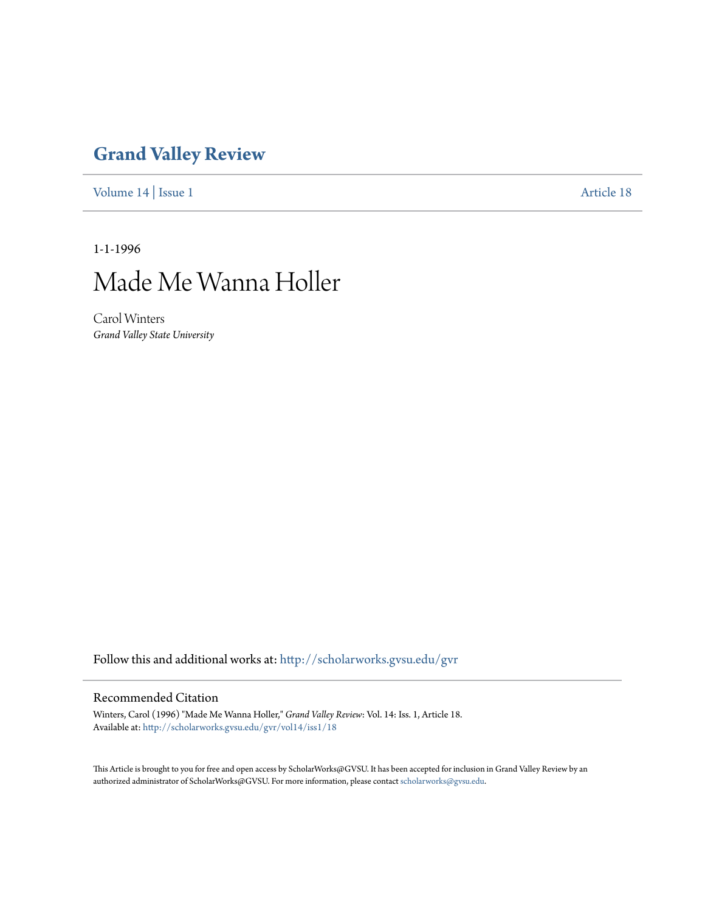# Grand Valley Review

Volume 14 | Issue 1 Article 18

1-1-1996

# Made Me Wanna Holler

Carol Winters

*Grand Valley State University*

Follow this and additional works at: http://scholarworks.gvsu.edu/gvr

## Recommended Citation

Winters, Carol (1996) "Made Me Wanna Holler," *Grand Valley Review*: Vol. 14: Iss. 1, Article 18.
Available at: http://scholarworks.gvsu.edu/gvr/vol14/iss1/18

This Article is brought to you for free and open access by ScholarWorks@GVSU. It has been accepted for inclusion in Grand Valley Review by an authorized administrator of ScholarWorks@GVSU. For more information, please contact scholarworks@gvsu.edu.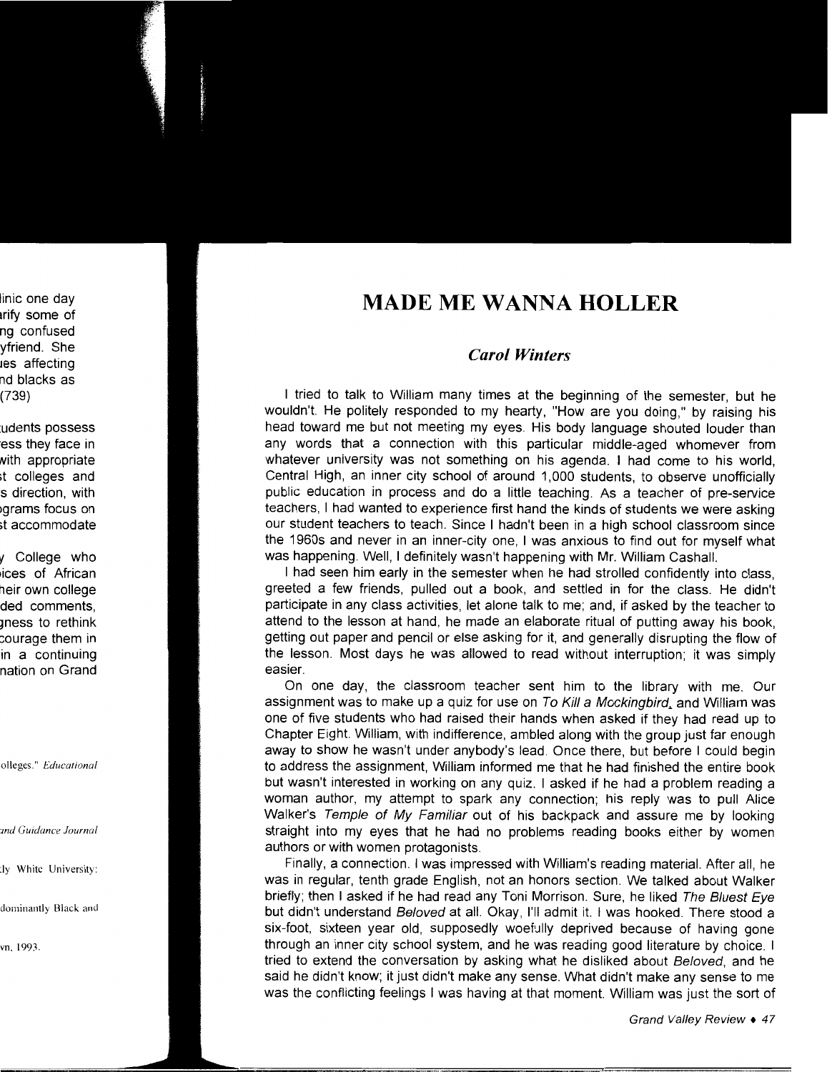# MADE ME WANNA HOLLER

### *Carol Winters*

I tried to talk to William many times at the beginning of the semester, but he wouldn't. He politely responded to my hearty, "How are you doing," by raising his head toward me but not meeting my eyes. His body language shouted louder than any words that a connection with this particular middle-aged whomever from whatever university was not something on his agenda. I had come to his world, Central High, an inner city school of around 1,000 students, to observe unofficially public education in process and do a little teaching. As a teacher of pre-service teachers, I had wanted to experience first hand the kinds of students we were asking our student teachers to teach. Since I hadn't been in a high school classroom since the 1960s and never in an inner-city one, I was anxious to find out for myself what was happening. Well, I definitely wasn't happening with Mr. William Cashall.

I had seen him early in the semester when he had strolled confidently into class, greeted a few friends, pulled out a book, and settled in for the class. He didn't participate in any class activities, let alone talk to me; and, if asked by the teacher to attend to the lesson at hand, he made an elaborate ritual of putting away his book, getting out paper and pencil or else asking for it, and generally disrupting the flow of the lesson. Most days he was allowed to read without interruption; it was simply easier.

On one day, the classroom teacher sent him to the library with me. Our assignment was to make up a quiz for use on *To Kill a Mockingbird*, and William was one of five students who had raised their hands when asked if they had read up to Chapter Eight. William, with indifference, ambled along with the group just far enough away to show he wasn't under anybody's lead. Once there, but before I could begin to address the assignment, William informed me that he had finished the entire book but wasn't interested in working on any quiz. I asked if he had a problem reading a woman author, my attempt to spark any connection; his reply was to pull Alice Walker's *Temple of My Familiar* out of his backpack and assure me by looking straight into my eyes that he had no problems reading books either by women authors or with women protagonists.

Finally, a connection. I was impressed with William's reading material. After all, he was in regular, tenth grade English, not an honors section. We talked about Walker briefly; then I asked if he had read any Toni Morrison. Sure, he liked *The Bluest Eye* but didn't understand *Beloved* at all. Okay, I'll admit it. I was hooked. There stood a six-foot, sixteen year old, supposedly woefully deprived because of having gone through an inner city school system, and he was reading good literature by choice. I tried to extend the conversation by asking what he disliked about *Beloved*, and he said he didn't know; it just didn't make any sense. What didn't make any sense to me was the conflicting feelings I was having at that moment. William was just the sort of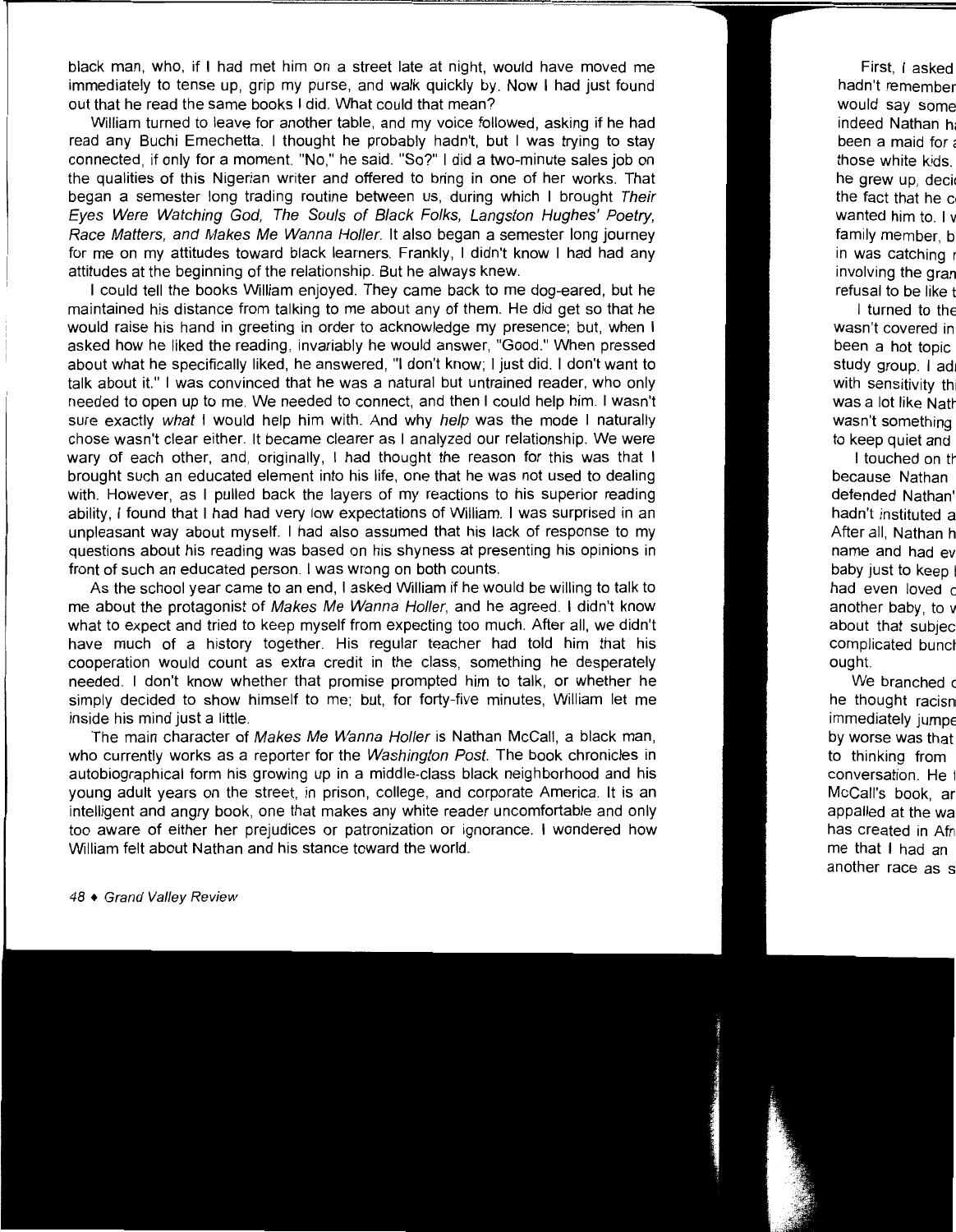black man, who, if I had met him on a street late at night, would have moved me immediately to tense up, grip my purse, and walk quickly by. Now I had just found out that he read the same books I did. What could that mean?

William turned to leave for another table, and my voice followed, asking if he had read any Buchi Emechetta. I thought he probably hadn't, but I was trying to stay connected, if only for a moment. "No," he said. "So?" I did a two-minute sales job on the qualities of this Nigerian writer and offered to bring in one of her works. That began a semester long trading routine between us, during which I brought *Their Eyes Were Watching God, The Souls of Black Folks, Langston Hughes' Poetry, Race Matters, and Makes Me Wanna Holler*. It also began a semester long journey for me on my attitudes toward black learners. Frankly, I didn't know I had had any attitudes at the beginning of the relationship. But he always knew.

I could tell the books William enjoyed. They came back to me dog-eared, but he maintained his distance from talking to me about any of them. He did get so that he would raise his hand in greeting in order to acknowledge my presence; but, when I asked how he liked the reading, invariably he would answer, "Good." When pressed about what he specifically liked, he answered, "I don't know; I just did. I don't want to talk about it." I was convinced that he was a natural but untrained reader, who only needed to open up to me. We needed to connect, and then I could help him. I wasn't sure exactly *what* I would help him with. And why *help* was the mode I naturally chose wasn't clear either. It became clearer as I analyzed our relationship. We were wary of each other, and, originally, I had thought the reason for this was that I brought such an educated element into his life, one that he was not used to dealing with. However, as I pulled back the layers of my reactions to his superior reading ability, I found that I had had very low expectations of William. I was surprised in an unpleasant way about myself. I had also assumed that his lack of response to my questions about his reading was based on his shyness at presenting his opinions in front of such an educated person. I was wrong on both counts.

As the school year came to an end, I asked William if he would be willing to talk to me about the protagonist of *Makes Me Wanna Holler*, and he agreed. I didn't know what to expect and tried to keep myself from expecting too much. After all, we didn't have much of a history together. His regular teacher had told him that his cooperation would count as extra credit in the class, something he desperately needed. I don't know whether that promise prompted him to talk, or whether he simply decided to show himself to me; but, for forty-five minutes, William let me inside his mind just a little.

The main character of *Makes Me Wanna Holler* is Nathan McCall, a black man, who currently works as a reporter for the *Washington Post*. The book chronicles in autobiographical form his growing up in a middle-class black neighborhood and his young adult years on the street, in prison, college, and corporate America. It is an intelligent and angry book, one that makes any white reader uncomfortable and only too aware of either her prejudices or patronization or ignorance. I wondered how William felt about Nathan and his stance toward the world.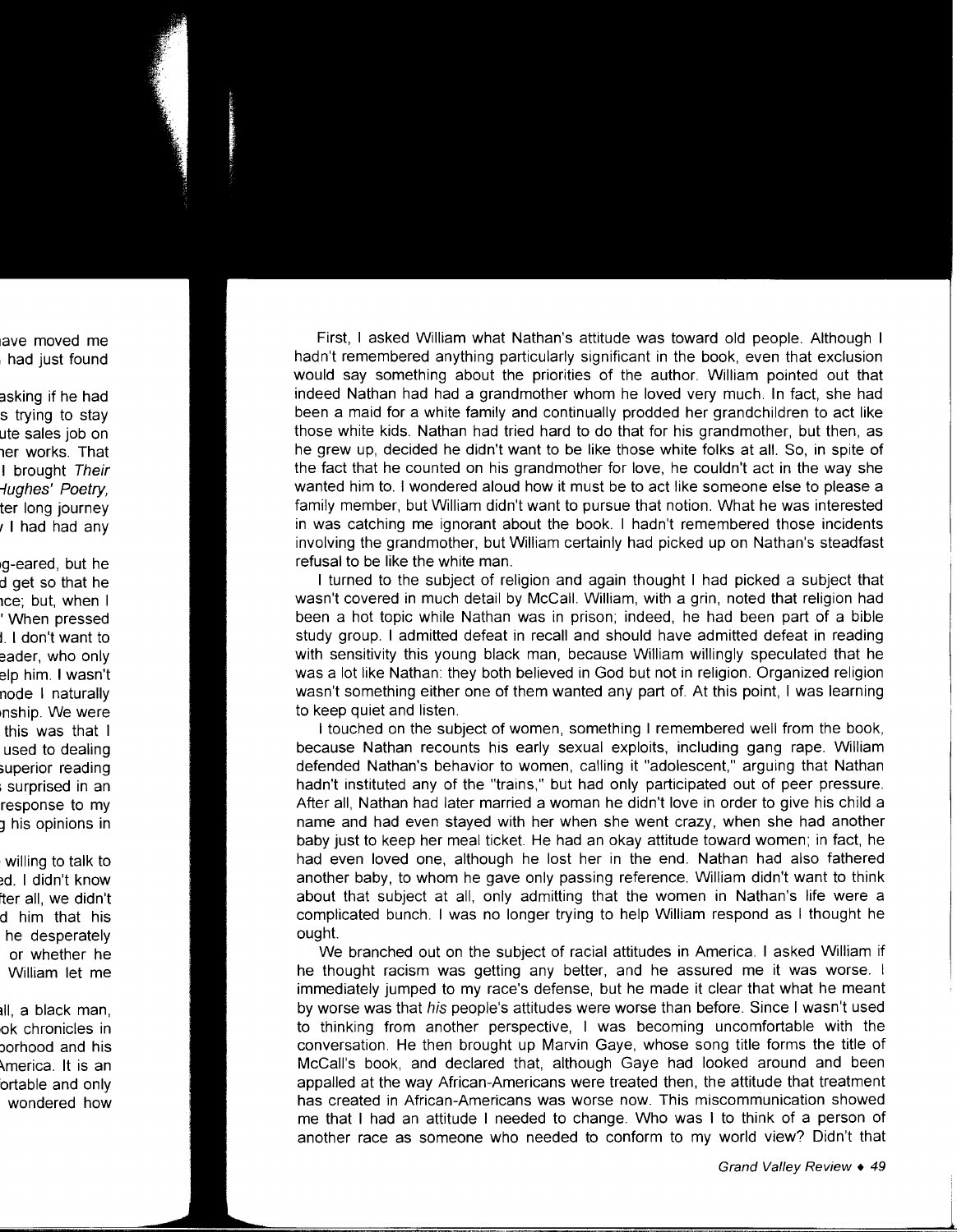First, I asked William what Nathan's attitude was toward old people. Although I hadn't remembered anything particularly significant in the book, even that exclusion would say something about the priorities of the author. William pointed out that indeed Nathan had had a grandmother whom he loved very much. In fact, she had been a maid for a white family and continually prodded her grandchildren to act like those white kids. Nathan had tried hard to do that for his grandmother, but then, as he grew up, decided he didn't want to be like those white folks at all. So, in spite of the fact that he counted on his grandmother for love, he couldn't act in the way she wanted him to. I wondered aloud how it must be to act like someone else to please a family member, but William didn't want to pursue that notion. What he was interested in was catching me ignorant about the book. I hadn't remembered those incidents involving the grandmother, but William certainly had picked up on Nathan's steadfast refusal to be like the white man.

I turned to the subject of religion and again thought I had picked a subject that wasn't covered in much detail by McCall. William, with a grin, noted that religion had been a hot topic while Nathan was in prison; indeed, he had been part of a bible study group. I admitted defeat in recall and should have admitted defeat in reading with sensitivity this young black man, because William willingly speculated that he was a lot like Nathan: they both believed in God but not in religion. Organized religion wasn't something either one of them wanted any part of. At this point, I was learning to keep quiet and listen.

I touched on the subject of women, something I remembered well from the book, because Nathan recounts his early sexual exploits, including gang rape. William defended Nathan's behavior to women, calling it "adolescent," arguing that Nathan hadn't instituted any of the "trains," but had only participated out of peer pressure. After all, Nathan had later married a woman he didn't love in order to give his child a name and had even stayed with her when she went crazy, when she had another baby just to keep her meal ticket. He had an okay attitude toward women; in fact, he had even loved one, although he lost her in the end. Nathan had also fathered another baby, to whom he gave only passing reference. William didn't want to think about that subject at all, only admitting that the women in Nathan's life were a complicated bunch. I was no longer trying to help William respond as I thought he ought.

We branched out on the subject of racial attitudes in America. I asked William if he thought racism was getting any better, and he assured me it was worse. I immediately jumped to my race's defense, but he made it clear that what he meant by worse was that *his* people's attitudes were worse than before. Since I wasn't used to thinking from another perspective, I was becoming uncomfortable with the conversation. He then brought up Marvin Gaye, whose song title forms the title of McCall's book, and declared that, although Gaye had looked around and been appalled at the way African-Americans were treated then, the attitude that treatment has created in African-Americans was worse now. This miscommunication showed me that I had an attitude I needed to change. Who was I to think of a person of another race as someone who needed to conform to my world view? Didn't that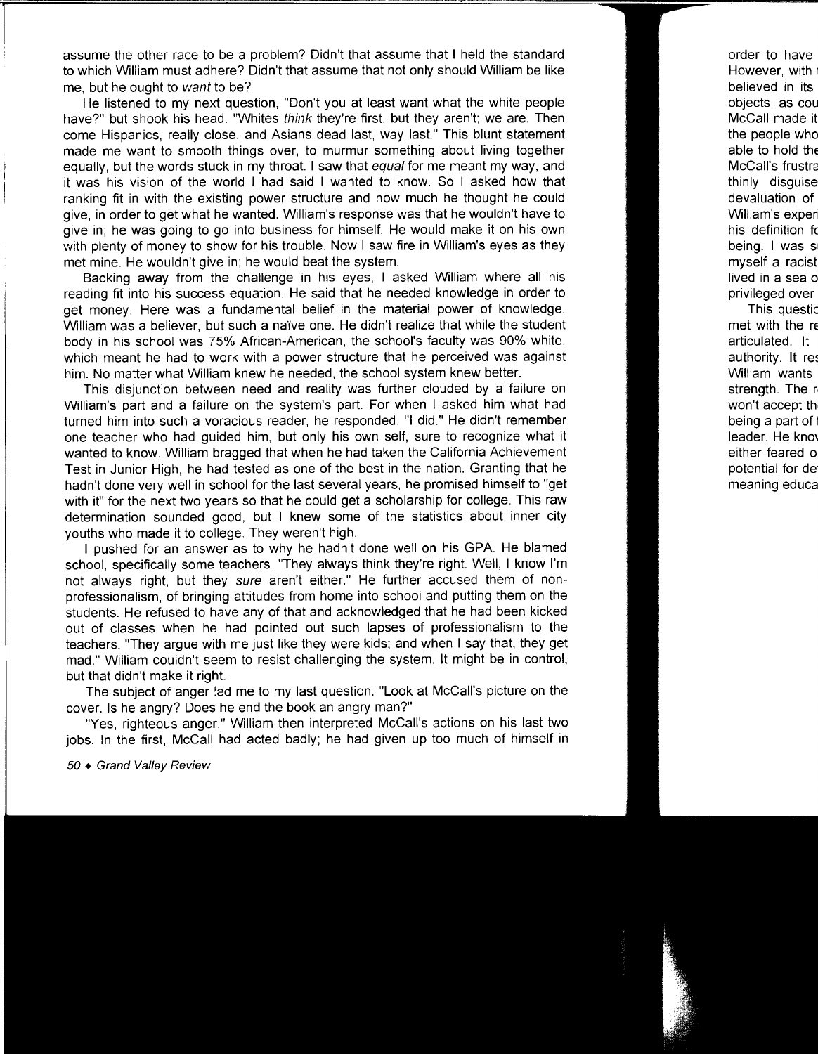assume the other race to be a problem? Didn't that assume that I held the standard to which William must adhere? Didn't that assume that not only should William be like me, but he ought to *want* to be?

He listened to my next question, "Don't you at least want what the white people have?" but shook his head. "Whites *think* they're first, but they aren't; we are. Then come Hispanics, really close, and Asians dead last, way last." This blunt statement made me want to smooth things over, to murmur something about living together equally, but the words stuck in my throat. I saw that *equal* for me meant my way, and it was his vision of the world I had said I wanted to know. So I asked how that ranking fit in with the existing power structure and how much he thought he could give, in order to get what he wanted. William's response was that he wouldn't have to give in; he was going to go into business for himself. He would make it on his own with plenty of money to show for his trouble. Now I saw fire in William's eyes as they met mine. He wouldn't give in; he would beat the system.

Backing away from the challenge in his eyes, I asked William where all his reading fit into his success equation. He said that he needed knowledge in order to get money. Here was a fundamental belief in the material power of knowledge. William was a believer, but such a naïve one. He didn't realize that while the student body in his school was 75% African-American, the school's faculty was 90% white, which meant he had to work with a power structure that he perceived was against him. No matter what William knew he needed, the school system knew better.

This disjunction between need and reality was further clouded by a failure on William's part and a failure on the system's part. For when I asked him what had turned him into such a voracious reader, he responded, "I did." He didn't remember one teacher who had guided him, but only his own self, sure to recognize what it wanted to know. William bragged that when he had taken the California Achievement Test in Junior High, he had tested as one of the best in the nation. Granting that he hadn't done very well in school for the last several years, he promised himself to "get with it" for the next two years so that he could get a scholarship for college. This raw determination sounded good, but I knew some of the statistics about inner city youths who made it to college. They weren't high.

I pushed for an answer as to why he hadn't done well on his GPA. He blamed school, specifically some teachers. "They always think they're right. Well, I know I'm not always right, but they *sure* aren't either." He further accused them of non-professionalism, of bringing attitudes from home into school and putting them on the students. He refused to have any of that and acknowledged that he had been kicked out of classes when he had pointed out such lapses of professionalism to the teachers. "They argue with me just like they were kids; and when I say that, they get mad." William couldn't seem to resist challenging the system. It might be in control, but that didn't make it right.

The subject of anger led me to my last question: "Look at McCall's picture on the cover. Is he angry? Does he end the book an angry man?"

"Yes, righteous anger." William then interpreted McCall's actions on his last two jobs. In the first, McCall had acted badly; he had given up too much of himself in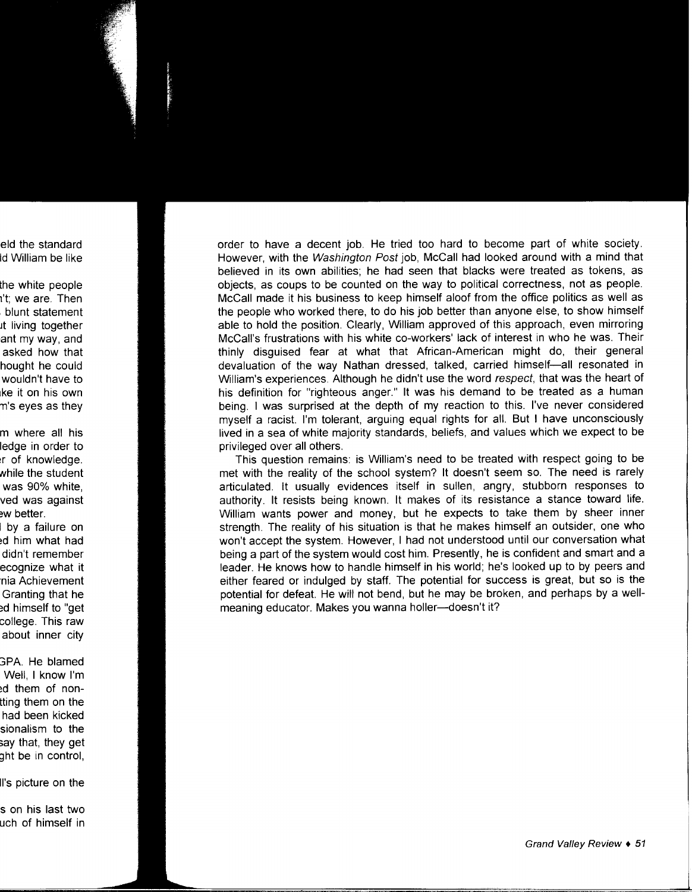order to have a decent job. He tried too hard to become part of white society. However, with the *Washington Post* job, McCall had looked around with a mind that believed in its own abilities; he had seen that blacks were treated as tokens, as objects, as coups to be counted on the way to political correctness, not as people. McCall made it his business to keep himself aloof from the office politics as well as the people who worked there, to do his job better than anyone else, to show himself able to hold the position. Clearly, William approved of this approach, even mirroring McCall's frustrations with his white co-workers' lack of interest in who he was. Their thinly disguised fear at what that African-American might do, their general devaluation of the way Nathan dressed, talked, carried himself—all resonated in William's experiences. Although he didn't use the word *respect*, that was the heart of his definition for "righteous anger." It was his demand to be treated as a human being. I was surprised at the depth of my reaction to this. I've never considered myself a racist. I'm tolerant, arguing equal rights for all. But I have unconsciously lived in a sea of white majority standards, beliefs, and values which we expect to be privileged over all others.

This question remains: is William's need to be treated with respect going to be met with the reality of the school system? It doesn't seem so. The need is rarely articulated. It usually evidences itself in sullen, angry, stubborn responses to authority. It resists being known. It makes of its resistance a stance toward life. William wants power and money, but he expects to take them by sheer inner strength. The reality of his situation is that he makes himself an outsider, one who won't accept the system. However, I had not understood until our conversation what being a part of the system would cost him. Presently, he is confident and smart and a leader. He knows how to handle himself in his world; he's looked up to by peers and either feared or indulged by staff. The potential for success is great, but so is the potential for defeat. He will not bend, but he may be broken, and perhaps by a well-meaning educator. Makes you wanna holler—doesn't it?